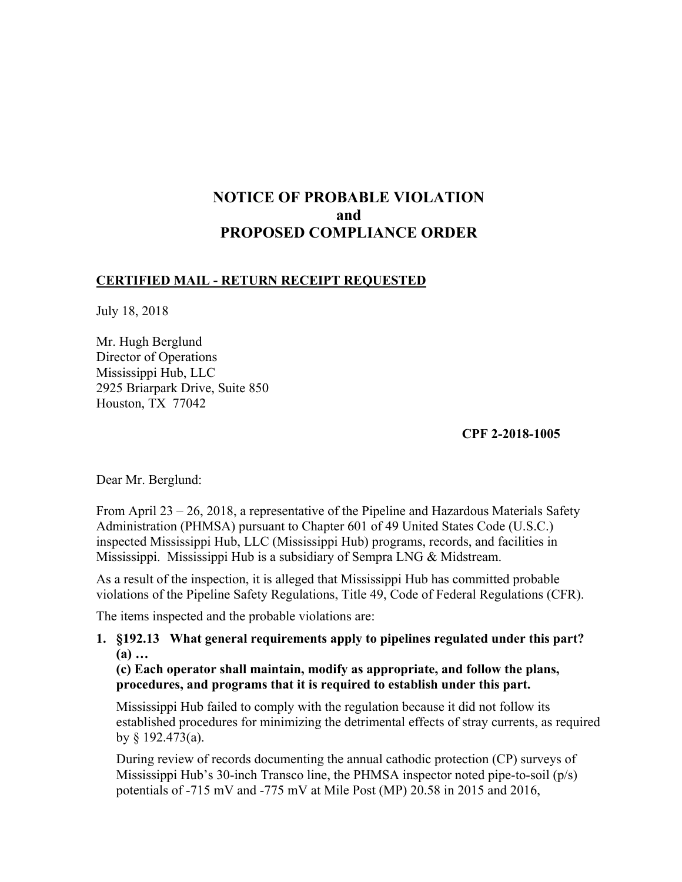# NOTICE OF PROBABLE VIOLATION
# and
# PROPOSED COMPLIANCE ORDER

**CERTIFIED MAIL - RETURN RECEIPT REQUESTED**

July 18, 2018

Mr. Hugh Berglund
Director of Operations
Mississippi Hub, LLC
2925 Briarpark Drive, Suite 850
Houston, TX 77042

**CPF 2-2018-1005**

Dear Mr. Berglund:

From April 23 – 26, 2018, a representative of the Pipeline and Hazardous Materials Safety Administration (PHMSA) pursuant to Chapter 601 of 49 United States Code (U.S.C.) inspected Mississippi Hub, LLC (Mississippi Hub) programs, records, and facilities in Mississippi. Mississippi Hub is a subsidiary of Sempra LNG & Midstream.

As a result of the inspection, it is alleged that Mississippi Hub has committed probable violations of the Pipeline Safety Regulations, Title 49, Code of Federal Regulations (CFR).

The items inspected and the probable violations are:

1. **§192.13 What general requirements apply to pipelines regulated under this part?**
   **(a) …**
   **(c) Each operator shall maintain, modify as appropriate, and follow the plans, procedures, and programs that it is required to establish under this part.**

   Mississippi Hub failed to comply with the regulation because it did not follow its established procedures for minimizing the detrimental effects of stray currents, as required by § 192.473(a).

   During review of records documenting the annual cathodic protection (CP) surveys of Mississippi Hub's 30-inch Transco line, the PHMSA inspector noted pipe-to-soil (p/s) potentials of -715 mV and -775 mV at Mile Post (MP) 20.58 in 2015 and 2016,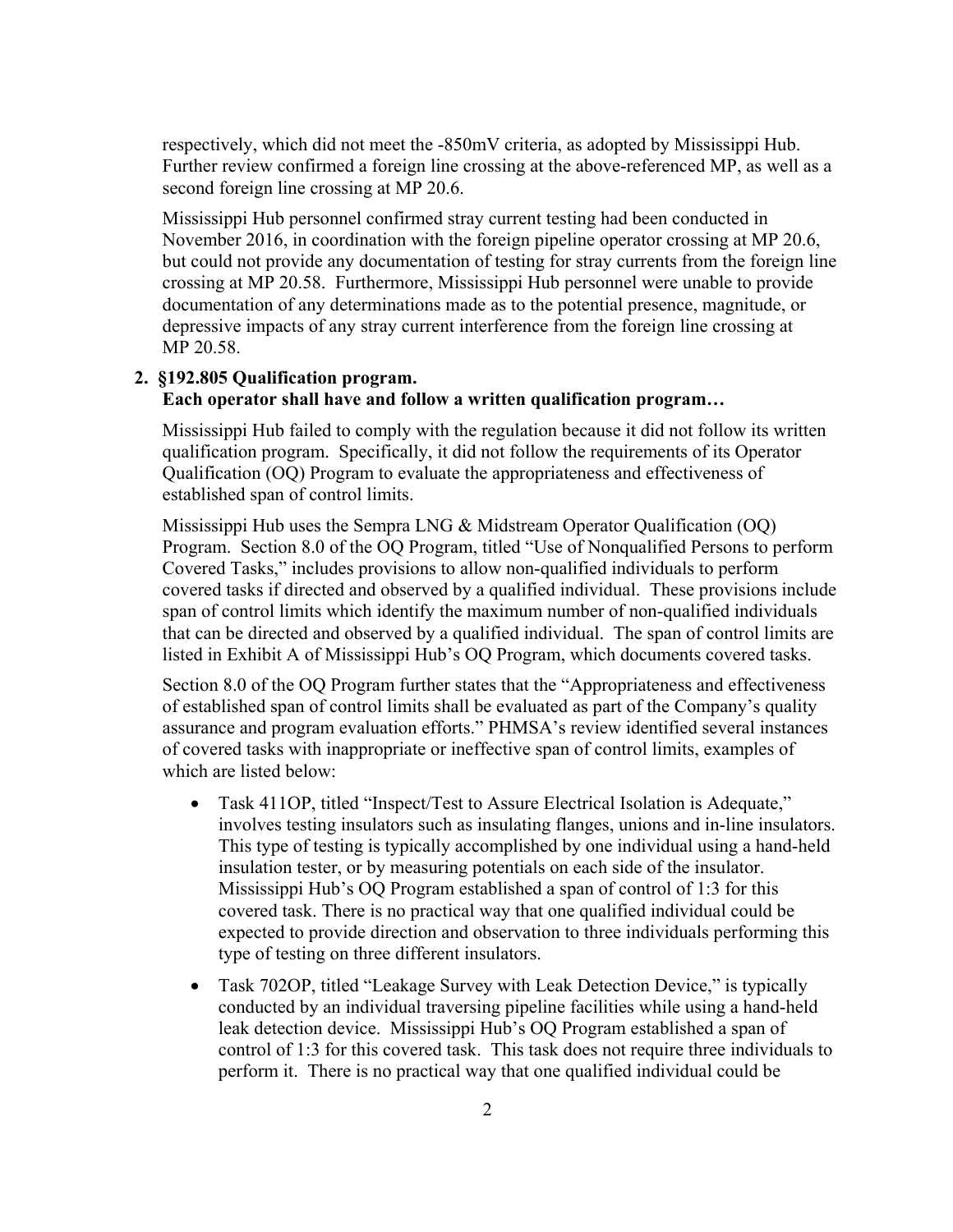respectively, which did not meet the -850mV criteria, as adopted by Mississippi Hub. Further review confirmed a foreign line crossing at the above-referenced MP, as well as a second foreign line crossing at MP 20.6.

Mississippi Hub personnel confirmed stray current testing had been conducted in November 2016, in coordination with the foreign pipeline operator crossing at MP 20.6, but could not provide any documentation of testing for stray currents from the foreign line crossing at MP 20.58. Furthermore, Mississippi Hub personnel were unable to provide documentation of any determinations made as to the potential presence, magnitude, or depressive impacts of any stray current interference from the foreign line crossing at MP 20.58.

**2. §192.805 Qualification program.**
**Each operator shall have and follow a written qualification program…**

Mississippi Hub failed to comply with the regulation because it did not follow its written qualification program. Specifically, it did not follow the requirements of its Operator Qualification (OQ) Program to evaluate the appropriateness and effectiveness of established span of control limits.

Mississippi Hub uses the Sempra LNG & Midstream Operator Qualification (OQ) Program. Section 8.0 of the OQ Program, titled "Use of Nonqualified Persons to perform Covered Tasks," includes provisions to allow non-qualified individuals to perform covered tasks if directed and observed by a qualified individual. These provisions include span of control limits which identify the maximum number of non-qualified individuals that can be directed and observed by a qualified individual. The span of control limits are listed in Exhibit A of Mississippi Hub's OQ Program, which documents covered tasks.

Section 8.0 of the OQ Program further states that the "Appropriateness and effectiveness of established span of control limits shall be evaluated as part of the Company's quality assurance and program evaluation efforts." PHMSA's review identified several instances of covered tasks with inappropriate or ineffective span of control limits, examples of which are listed below:

- Task 411OP, titled "Inspect/Test to Assure Electrical Isolation is Adequate," involves testing insulators such as insulating flanges, unions and in-line insulators. This type of testing is typically accomplished by one individual using a hand-held insulation tester, or by measuring potentials on each side of the insulator. Mississippi Hub's OQ Program established a span of control of 1:3 for this covered task. There is no practical way that one qualified individual could be expected to provide direction and observation to three individuals performing this type of testing on three different insulators.
- Task 702OP, titled "Leakage Survey with Leak Detection Device," is typically conducted by an individual traversing pipeline facilities while using a hand-held leak detection device. Mississippi Hub's OQ Program established a span of control of 1:3 for this covered task. This task does not require three individuals to perform it. There is no practical way that one qualified individual could be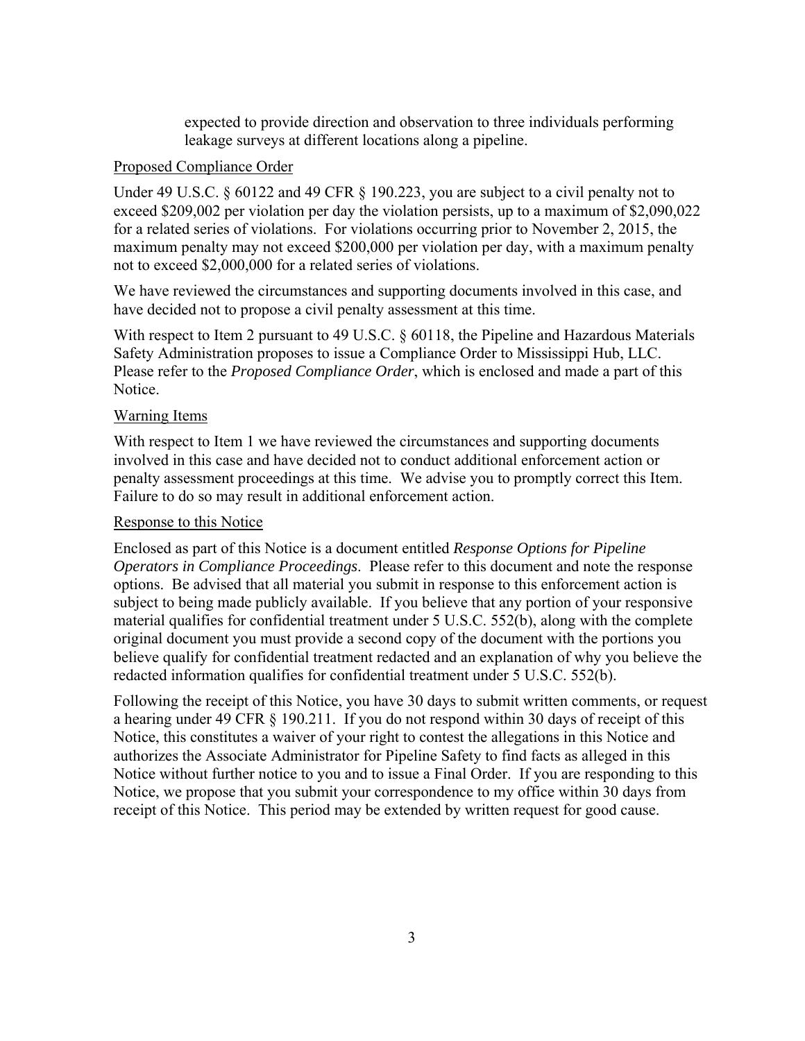expected to provide direction and observation to three individuals performing leakage surveys at different locations along a pipeline.

Proposed Compliance Order

Under 49 U.S.C. § 60122 and 49 CFR § 190.223, you are subject to a civil penalty not to exceed $209,002 per violation per day the violation persists, up to a maximum of $2,090,022 for a related series of violations. For violations occurring prior to November 2, 2015, the maximum penalty may not exceed $200,000 per violation per day, with a maximum penalty not to exceed $2,000,000 for a related series of violations.

We have reviewed the circumstances and supporting documents involved in this case, and have decided not to propose a civil penalty assessment at this time.

With respect to Item 2 pursuant to 49 U.S.C. § 60118, the Pipeline and Hazardous Materials Safety Administration proposes to issue a Compliance Order to Mississippi Hub, LLC. Please refer to the *Proposed Compliance Order*, which is enclosed and made a part of this Notice.

Warning Items

With respect to Item 1 we have reviewed the circumstances and supporting documents involved in this case and have decided not to conduct additional enforcement action or penalty assessment proceedings at this time. We advise you to promptly correct this Item. Failure to do so may result in additional enforcement action.

Response to this Notice

Enclosed as part of this Notice is a document entitled *Response Options for Pipeline Operators in Compliance Proceedings*. Please refer to this document and note the response options. Be advised that all material you submit in response to this enforcement action is subject to being made publicly available. If you believe that any portion of your responsive material qualifies for confidential treatment under 5 U.S.C. 552(b), along with the complete original document you must provide a second copy of the document with the portions you believe qualify for confidential treatment redacted and an explanation of why you believe the redacted information qualifies for confidential treatment under 5 U.S.C. 552(b).

Following the receipt of this Notice, you have 30 days to submit written comments, or request a hearing under 49 CFR § 190.211. If you do not respond within 30 days of receipt of this Notice, this constitutes a waiver of your right to contest the allegations in this Notice and authorizes the Associate Administrator for Pipeline Safety to find facts as alleged in this Notice without further notice to you and to issue a Final Order. If you are responding to this Notice, we propose that you submit your correspondence to my office within 30 days from receipt of this Notice. This period may be extended by written request for good cause.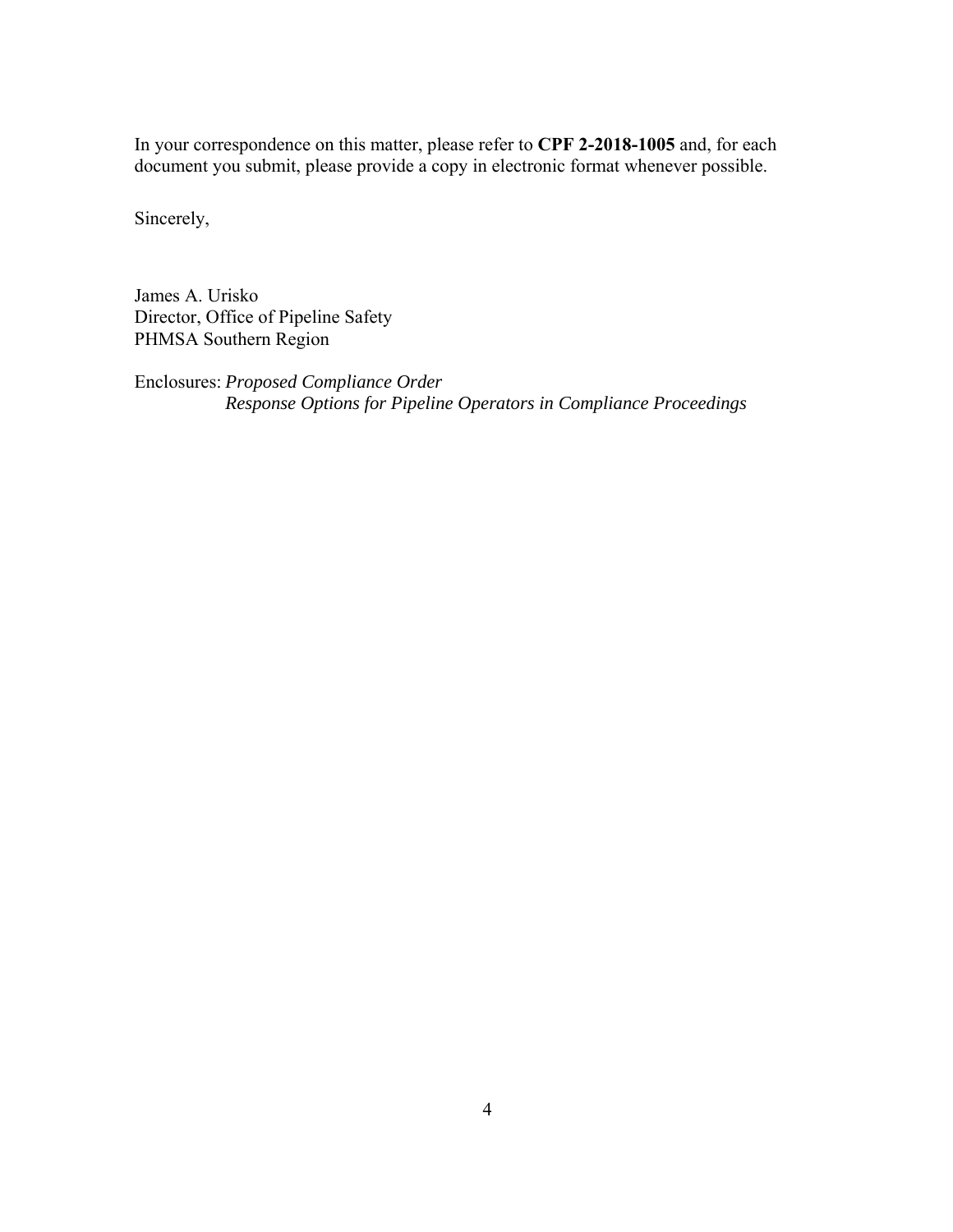In your correspondence on this matter, please refer to **CPF 2-2018-1005** and, for each document you submit, please provide a copy in electronic format whenever possible.

Sincerely,

James A. Urisko
Director, Office of Pipeline Safety
PHMSA Southern Region

Enclosures: *Proposed Compliance Order*
*Response Options for Pipeline Operators in Compliance Proceedings*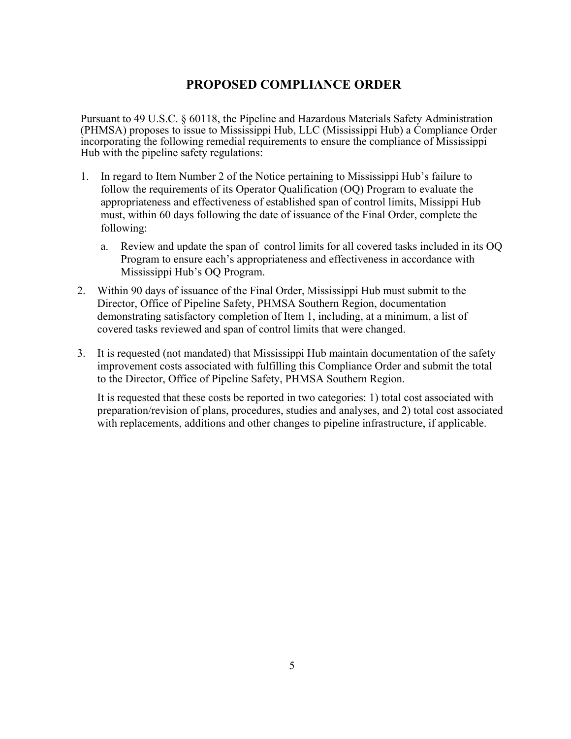## PROPOSED COMPLIANCE ORDER

Pursuant to 49 U.S.C. § 60118, the Pipeline and Hazardous Materials Safety Administration (PHMSA) proposes to issue to Mississippi Hub, LLC (Mississippi Hub) a Compliance Order incorporating the following remedial requirements to ensure the compliance of Mississippi Hub with the pipeline safety regulations:

1. In regard to Item Number 2 of the Notice pertaining to Mississippi Hub's failure to follow the requirements of its Operator Qualification (OQ) Program to evaluate the appropriateness and effectiveness of established span of control limits, Missippi Hub must, within 60 days following the date of issuance of the Final Order, complete the following:

   a. Review and update the span of control limits for all covered tasks included in its OQ Program to ensure each's appropriateness and effectiveness in accordance with Mississippi Hub's OQ Program.

2. Within 90 days of issuance of the Final Order, Mississippi Hub must submit to the Director, Office of Pipeline Safety, PHMSA Southern Region, documentation demonstrating satisfactory completion of Item 1, including, at a minimum, a list of covered tasks reviewed and span of control limits that were changed.

3. It is requested (not mandated) that Mississippi Hub maintain documentation of the safety improvement costs associated with fulfilling this Compliance Order and submit the total to the Director, Office of Pipeline Safety, PHMSA Southern Region.

   It is requested that these costs be reported in two categories: 1) total cost associated with preparation/revision of plans, procedures, studies and analyses, and 2) total cost associated with replacements, additions and other changes to pipeline infrastructure, if applicable.